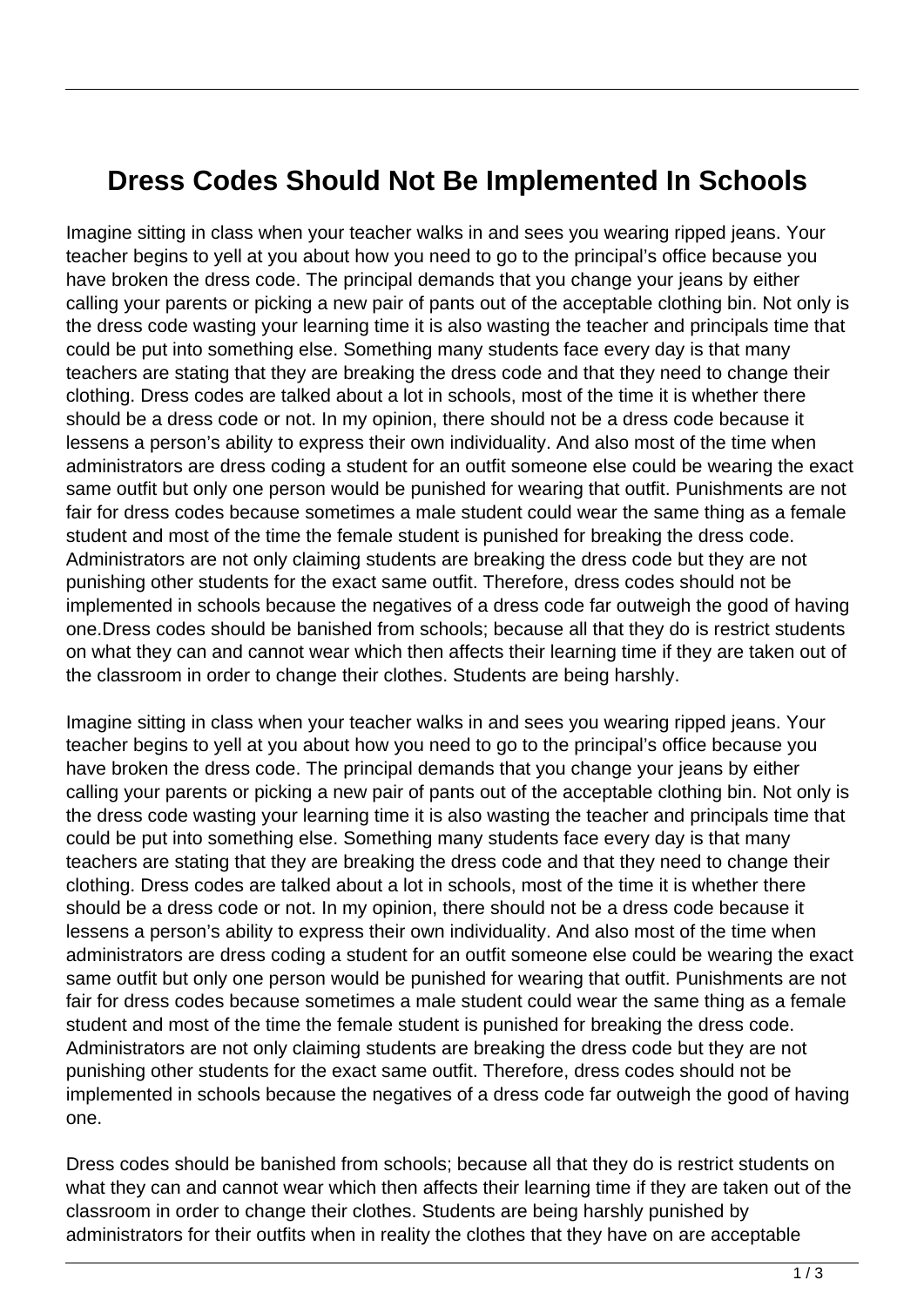# Dress Codes Should Not Be Implemented In Schools

Imagine sitting in class when your teacher walks in and sees you wearing ripped jeans. Your teacher begins to yell at you about how you need to go to the principal's office because you have broken the dress code. The principal demands that you change your jeans by either calling your parents or picking a new pair of pants out of the acceptable clothing bin. Not only is the dress code wasting your learning time it is also wasting the teacher and principals time that could be put into something else. Something many students face every day is that many teachers are stating that they are breaking the dress code and that they need to change their clothing. Dress codes are talked about a lot in schools, most of the time it is whether there should be a dress code or not. In my opinion, there should not be a dress code because it lessens a person's ability to express their own individuality. And also most of the time when administrators are dress coding a student for an outfit someone else could be wearing the exact same outfit but only one person would be punished for wearing that outfit. Punishments are not fair for dress codes because sometimes a male student could wear the same thing as a female student and most of the time the female student is punished for breaking the dress code. Administrators are not only claiming students are breaking the dress code but they are not punishing other students for the exact same outfit. Therefore, dress codes should not be implemented in schools because the negatives of a dress code far outweigh the good of having one.Dress codes should be banished from schools; because all that they do is restrict students on what they can and cannot wear which then affects their learning time if they are taken out of the classroom in order to change their clothes. Students are being harshly.

Imagine sitting in class when your teacher walks in and sees you wearing ripped jeans. Your teacher begins to yell at you about how you need to go to the principal's office because you have broken the dress code. The principal demands that you change your jeans by either calling your parents or picking a new pair of pants out of the acceptable clothing bin. Not only is the dress code wasting your learning time it is also wasting the teacher and principals time that could be put into something else. Something many students face every day is that many teachers are stating that they are breaking the dress code and that they need to change their clothing. Dress codes are talked about a lot in schools, most of the time it is whether there should be a dress code or not. In my opinion, there should not be a dress code because it lessens a person's ability to express their own individuality. And also most of the time when administrators are dress coding a student for an outfit someone else could be wearing the exact same outfit but only one person would be punished for wearing that outfit. Punishments are not fair for dress codes because sometimes a male student could wear the same thing as a female student and most of the time the female student is punished for breaking the dress code. Administrators are not only claiming students are breaking the dress code but they are not punishing other students for the exact same outfit. Therefore, dress codes should not be implemented in schools because the negatives of a dress code far outweigh the good of having one.

Dress codes should be banished from schools; because all that they do is restrict students on what they can and cannot wear which then affects their learning time if they are taken out of the classroom in order to change their clothes. Students are being harshly punished by administrators for their outfits when in reality the clothes that they have on are acceptable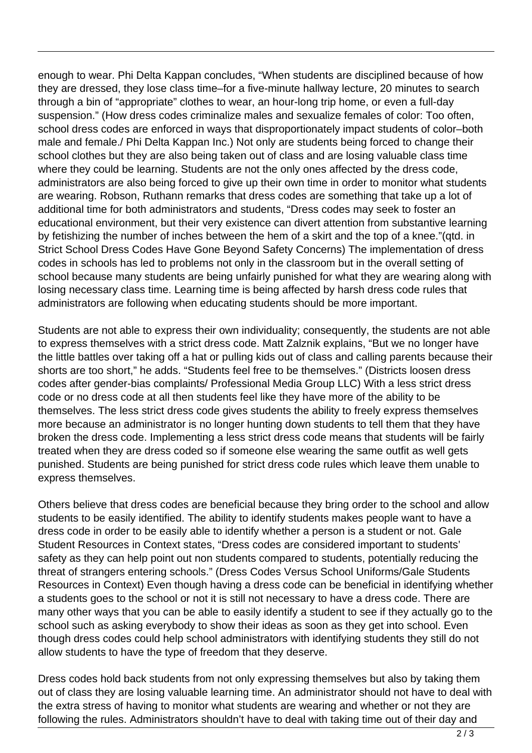enough to wear. Phi Delta Kappan concludes, “When students are disciplined because of how they are dressed, they lose class time–for a five-minute hallway lecture, 20 minutes to search through a bin of “appropriate” clothes to wear, an hour-long trip home, or even a full-day suspension.” (How dress codes criminalize males and sexualize females of color: Too often, school dress codes are enforced in ways that disproportionately impact students of color–both male and female./ Phi Delta Kappan Inc.) Not only are students being forced to change their school clothes but they are also being taken out of class and are losing valuable class time where they could be learning. Students are not the only ones affected by the dress code, administrators are also being forced to give up their own time in order to monitor what students are wearing. Robson, Ruthann remarks that dress codes are something that take up a lot of additional time for both administrators and students, “Dress codes may seek to foster an educational environment, but their very existence can divert attention from substantive learning by fetishizing the number of inches between the hem of a skirt and the top of a knee.”(qtd. in Strict School Dress Codes Have Gone Beyond Safety Concerns) The implementation of dress codes in schools has led to problems not only in the classroom but in the overall setting of school because many students are being unfairly punished for what they are wearing along with losing necessary class time. Learning time is being affected by harsh dress code rules that administrators are following when educating students should be more important.

Students are not able to express their own individuality; consequently, the students are not able to express themselves with a strict dress code. Matt Zalznik explains, “But we no longer have the little battles over taking off a hat or pulling kids out of class and calling parents because their shorts are too short,” he adds. “Students feel free to be themselves.” (Districts loosen dress codes after gender-bias complaints/ Professional Media Group LLC) With a less strict dress code or no dress code at all then students feel like they have more of the ability to be themselves. The less strict dress code gives students the ability to freely express themselves more because an administrator is no longer hunting down students to tell them that they have broken the dress code. Implementing a less strict dress code means that students will be fairly treated when they are dress coded so if someone else wearing the same outfit as well gets punished. Students are being punished for strict dress code rules which leave them unable to express themselves.

Others believe that dress codes are beneficial because they bring order to the school and allow students to be easily identified. The ability to identify students makes people want to have a dress code in order to be easily able to identify whether a person is a student or not. Gale Student Resources in Context states, “Dress codes are considered important to students’ safety as they can help point out non students compared to students, potentially reducing the threat of strangers entering schools.” (Dress Codes Versus School Uniforms/Gale Students Resources in Context) Even though having a dress code can be beneficial in identifying whether a students goes to the school or not it is still not necessary to have a dress code. There are many other ways that you can be able to easily identify a student to see if they actually go to the school such as asking everybody to show their ideas as soon as they get into school. Even though dress codes could help school administrators with identifying students they still do not allow students to have the type of freedom that they deserve.

Dress codes hold back students from not only expressing themselves but also by taking them out of class they are losing valuable learning time. An administrator should not have to deal with the extra stress of having to monitor what students are wearing and whether or not they are following the rules. Administrators shouldn’t have to deal with taking time out of their day and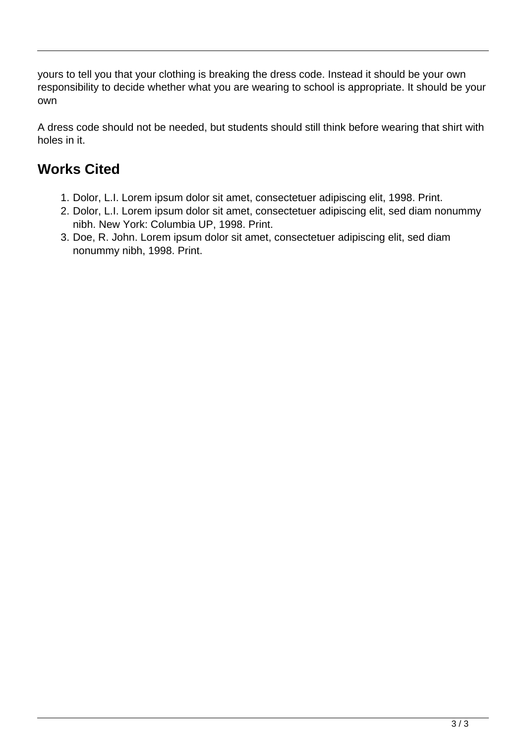yours to tell you that your clothing is breaking the dress code. Instead it should be your own responsibility to decide whether what you are wearing to school is appropriate. It should be your own

A dress code should not be needed, but students should still think before wearing that shirt with holes in it.

## Works Cited

1. Dolor, L.I. Lorem ipsum dolor sit amet, consectetuer adipiscing elit, 1998. Print.
2. Dolor, L.I. Lorem ipsum dolor sit amet, consectetuer adipiscing elit, sed diam nonummy nibh. New York: Columbia UP, 1998. Print.
3. Doe, R. John. Lorem ipsum dolor sit amet, consectetuer adipiscing elit, sed diam nonummy nibh, 1998. Print.